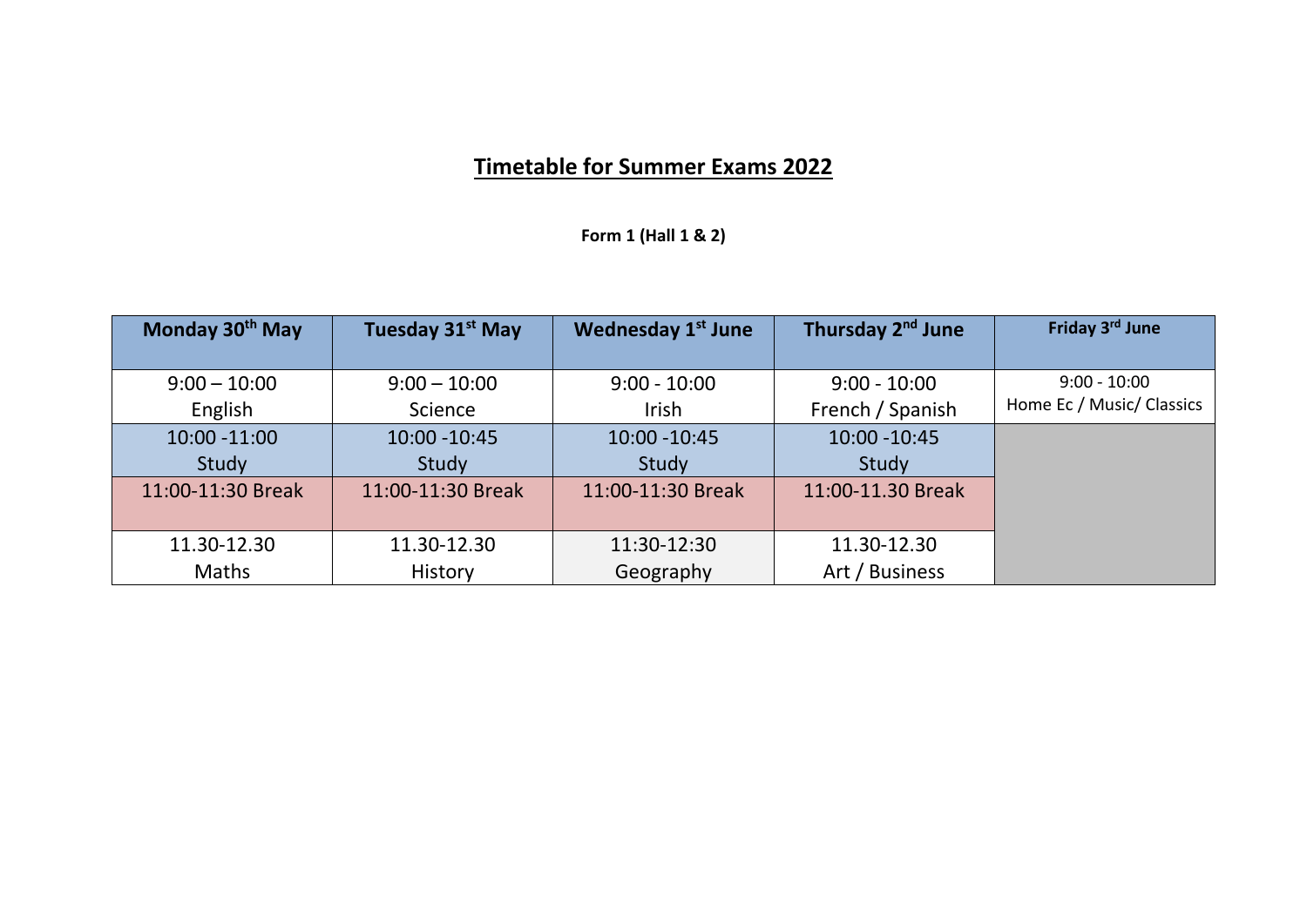# Timetable for Summer Exams 2022

**Form 1 (Hall 1 & 2)**

| Monday 30th May | Tuesday 31st May | Wednesday 1st June | Thursday 2nd June | Friday 3rd June |
|---|---|---|---|---|
| 9:00 – 10:00 English | 9:00 – 10:00 Science | 9:00 - 10:00 Irish | 9:00 - 10:00 French / Spanish | 9:00 - 10:00 Home Ec / Music/ Classics |
| 10:00 -11:00 Study | 10:00 -10:45 Study | 10:00 -10:45 Study | 10:00 -10:45 Study | |
| 11:00-11:30 Break | 11:00-11:30 Break | 11:00-11:30 Break | 11:00-11.30 Break | |
| 11.30-12.30 Maths | 11.30-12.30 History | 11:30-12:30 Geography | 11.30-12.30 Art / Business | |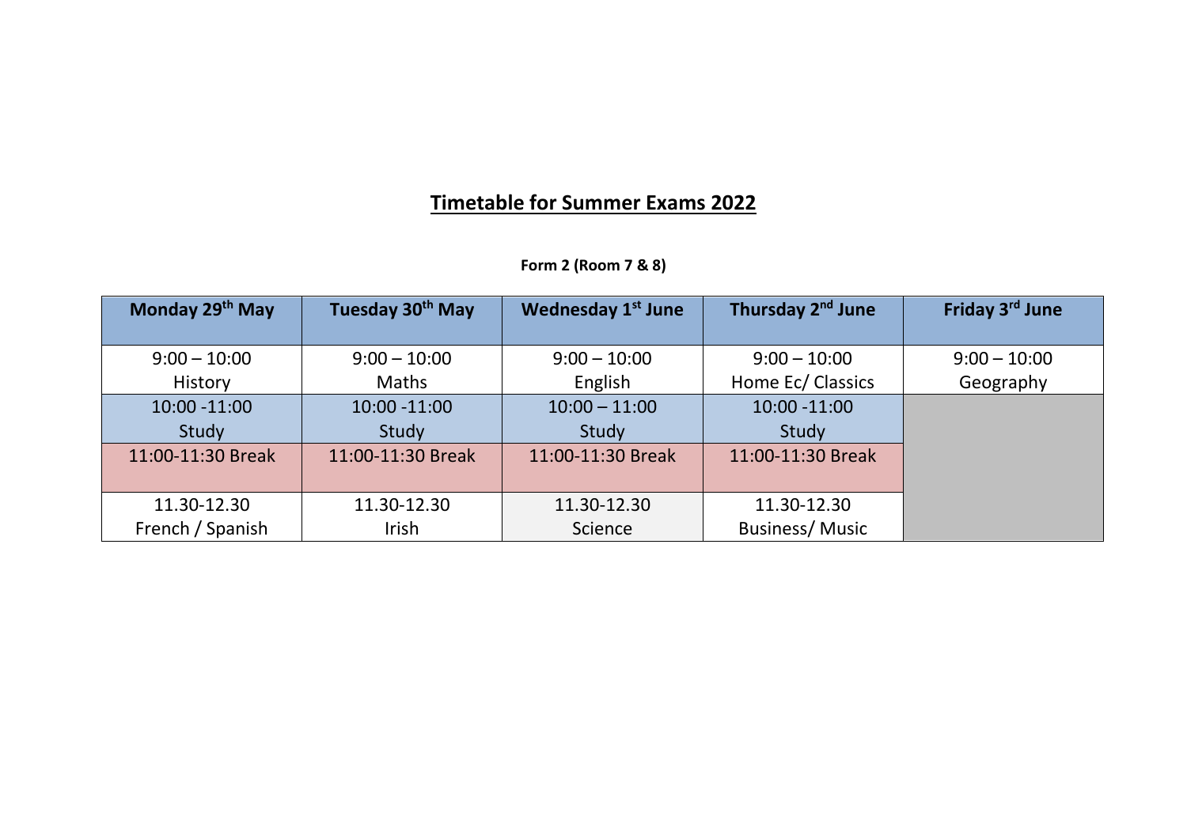# Timetable for Summer Exams 2022

**Form 2 (Room 7 & 8)**

| Monday 29th May | Tuesday 30th May | Wednesday 1st June | Thursday 2nd June | Friday 3rd June |
|---|---|---|---|---|
| 9:00 – 10:00 History | 9:00 – 10:00 Maths | 9:00 – 10:00 English | 9:00 – 10:00 Home Ec/ Classics | 9:00 – 10:00 Geography |
| 10:00 -11:00 Study | 10:00 -11:00 Study | 10:00 – 11:00 Study | 10:00 -11:00 Study | |
| 11:00-11:30 Break | 11:00-11:30 Break | 11:00-11:30 Break | 11:00-11:30 Break | |
| 11.30-12.30 French / Spanish | 11.30-12.30 Irish | 11.30-12.30 Science | 11.30-12.30 Business/ Music | |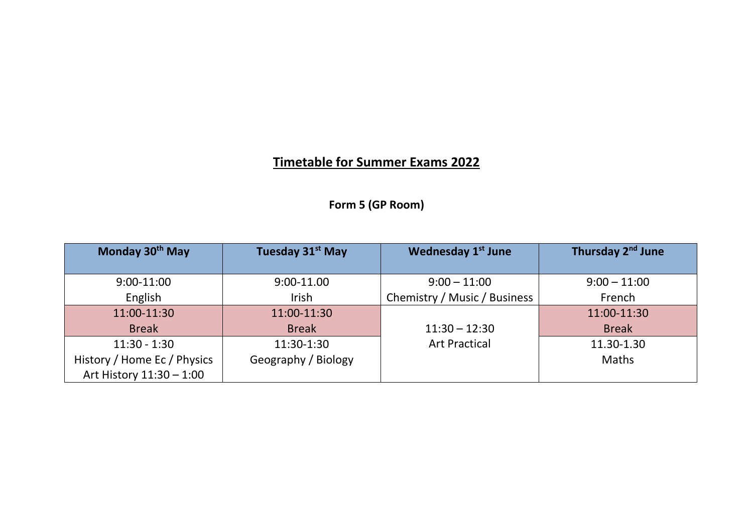# Timetable for Summer Exams 2022

**Form 5 (GP Room)**

| Monday 30th May | Tuesday 31st May | Wednesday 1st June | Thursday 2nd June |
|---|---|---|---|
| 9:00-11:00<br>English | 9:00-11.00<br>Irish | 9:00 – 11:00<br>Chemistry / Music / Business | 9:00 – 11:00<br>French |
| 11:00-11:30<br>Break | 11:00-11:30<br>Break | 11:30 – 12:30<br>Art Practical | 11:00-11:30<br>Break |
| 11:30 - 1:30<br>History / Home Ec / Physics<br>Art History 11:30 – 1:00 | 11:30-1:30<br>Geography / Biology | | 11.30-1.30<br>Maths |